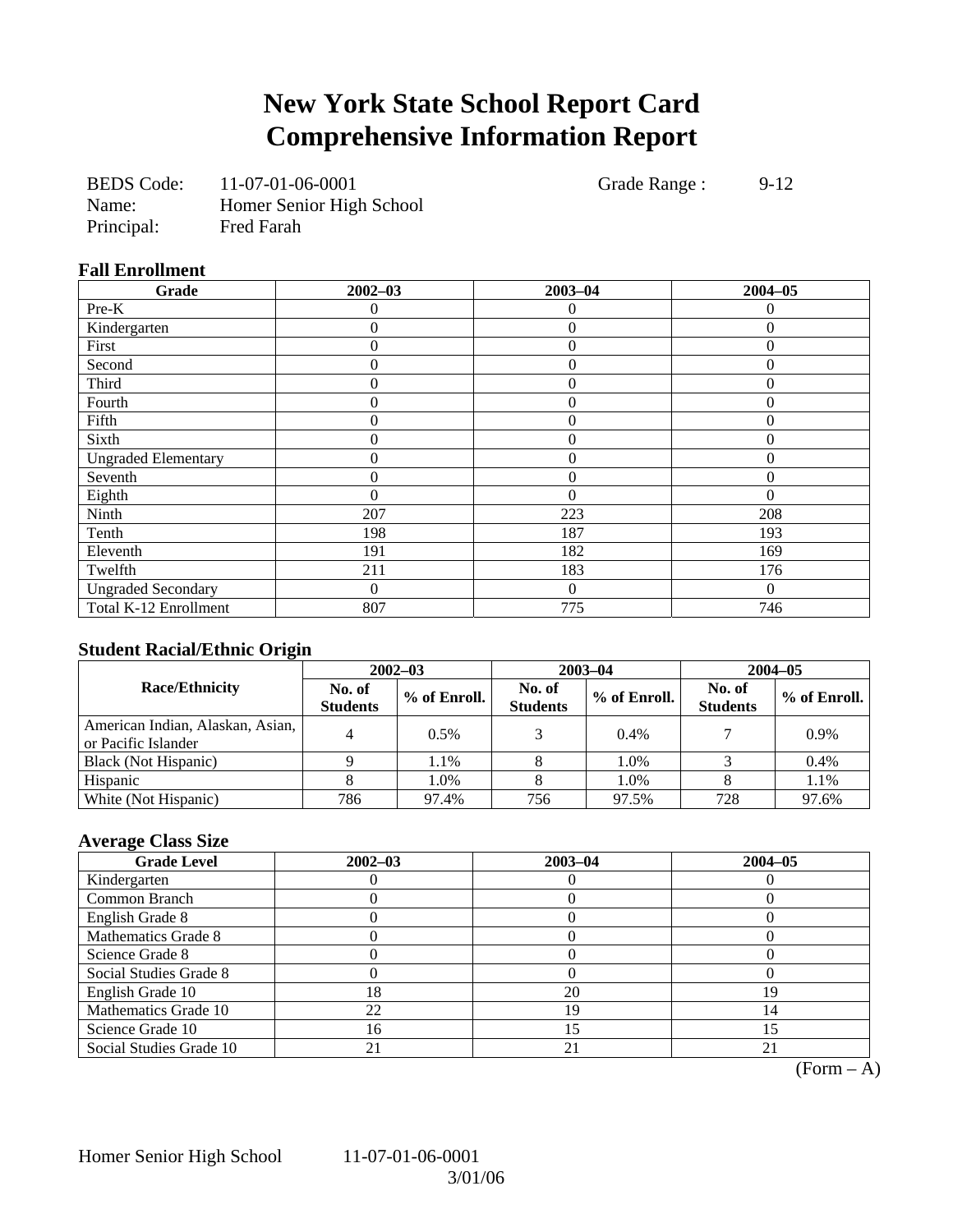# New York State School Report Card
# Comprehensive Information Report

BEDS Code: 11-07-01-06-0001 Grade Range : 9-12
Name: Homer Senior High School
Principal: Fred Farah

### Fall Enrollment

| Grade | 2002–03 | 2003–04 | 2004–05 |
|---|---|---|---|
| Pre-K | 0 | 0 | 0 |
| Kindergarten | 0 | 0 | 0 |
| First | 0 | 0 | 0 |
| Second | 0 | 0 | 0 |
| Third | 0 | 0 | 0 |
| Fourth | 0 | 0 | 0 |
| Fifth | 0 | 0 | 0 |
| Sixth | 0 | 0 | 0 |
| Ungraded Elementary | 0 | 0 | 0 |
| Seventh | 0 | 0 | 0 |
| Eighth | 0 | 0 | 0 |
| Ninth | 207 | 223 | 208 |
| Tenth | 198 | 187 | 193 |
| Eleventh | 191 | 182 | 169 |
| Twelfth | 211 | 183 | 176 |
| Ungraded Secondary | 0 | 0 | 0 |
| Total K-12 Enrollment | 807 | 775 | 746 |

### Student Racial/Ethnic Origin

| Race/Ethnicity | 2002–03 | | 2003–04 | | 2004–05 | |
|---|---|---|---|---|---|---|
| | No. of Students | % of Enroll. | No. of Students | % of Enroll. | No. of Students | % of Enroll. |
| American Indian, Alaskan, Asian, or Pacific Islander | 4 | 0.5% | 3 | 0.4% | 7 | 0.9% |
| Black (Not Hispanic) | 9 | 1.1% | 8 | 1.0% | 3 | 0.4% |
| Hispanic | 8 | 1.0% | 8 | 1.0% | 8 | 1.1% |
| White (Not Hispanic) | 786 | 97.4% | 756 | 97.5% | 728 | 97.6% |

### Average Class Size

| Grade Level | 2002–03 | 2003–04 | 2004–05 |
|---|---|---|---|
| Kindergarten | 0 | 0 | 0 |
| Common Branch | 0 | 0 | 0 |
| English Grade 8 | 0 | 0 | 0 |
| Mathematics Grade 8 | 0 | 0 | 0 |
| Science Grade 8 | 0 | 0 | 0 |
| Social Studies Grade 8 | 0 | 0 | 0 |
| English Grade 10 | 18 | 20 | 19 |
| Mathematics Grade 10 | 22 | 19 | 14 |
| Science Grade 10 | 16 | 15 | 15 |
| Social Studies Grade 10 | 21 | 21 | 21 |

(Form – A)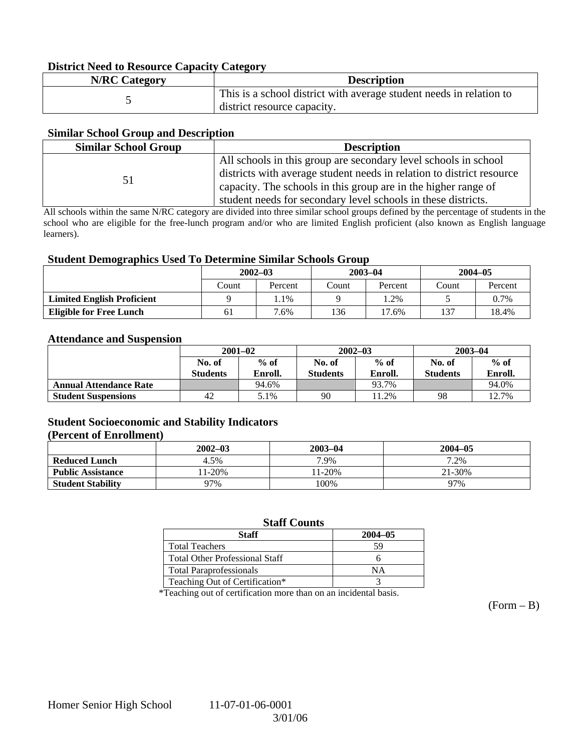### District Need to Resource Capacity Category

| N/RC Category | Description |
|---|---|
| 5 | This is a school district with average student needs in relation to district resource capacity. |

### Similar School Group and Description

| Similar School Group | Description |
|---|---|
| 51 | All schools in this group are secondary level schools in school districts with average student needs in relation to district resource capacity. The schools in this group are in the higher range of student needs for secondary level schools in these districts. |

All schools within the same N/RC category are divided into three similar school groups defined by the percentage of students in the school who are eligible for the free-lunch program and/or who are limited English proficient (also known as English language learners).

### Student Demographics Used To Determine Similar Schools Group

| | 2002–03 | | 2003–04 | | 2004–05 | |
|---|---|---|---|---|---|---|
| | Count | Percent | Count | Percent | Count | Percent |
| **Limited English Proficient** | 9 | 1.1% | 9 | 1.2% | 5 | 0.7% |
| **Eligible for Free Lunch** | 61 | 7.6% | 136 | 17.6% | 137 | 18.4% |

### Attendance and Suspension

| | 2001–02 | | 2002–03 | | 2003–04 | |
|---|---|---|---|---|---|---|
| | No. of Students | % of Enroll. | No. of Students | % of Enroll. | No. of Students | % of Enroll. |
| **Annual Attendance Rate** | | 94.6% | | 93.7% | | 94.0% |
| **Student Suspensions** | 42 | 5.1% | 90 | 11.2% | 98 | 12.7% |

### Student Socioeconomic and Stability Indicators (Percent of Enrollment)

| | 2002–03 | 2003–04 | 2004–05 |
|---|---|---|---|
| **Reduced Lunch** | 4.5% | 7.9% | 7.2% |
| **Public Assistance** | 11-20% | 11-20% | 21-30% |
| **Student Stability** | 97% | 100% | 97% |

### Staff Counts

| Staff | 2004–05 |
|---|---|
| Total Teachers | 59 |
| Total Other Professional Staff | 6 |
| Total Paraprofessionals | NA |
| Teaching Out of Certification* | 3 |

*Teaching out of certification more than on an incidental basis.

(Form – B)

Homer Senior High School 11-07-01-06-0001

3/01/06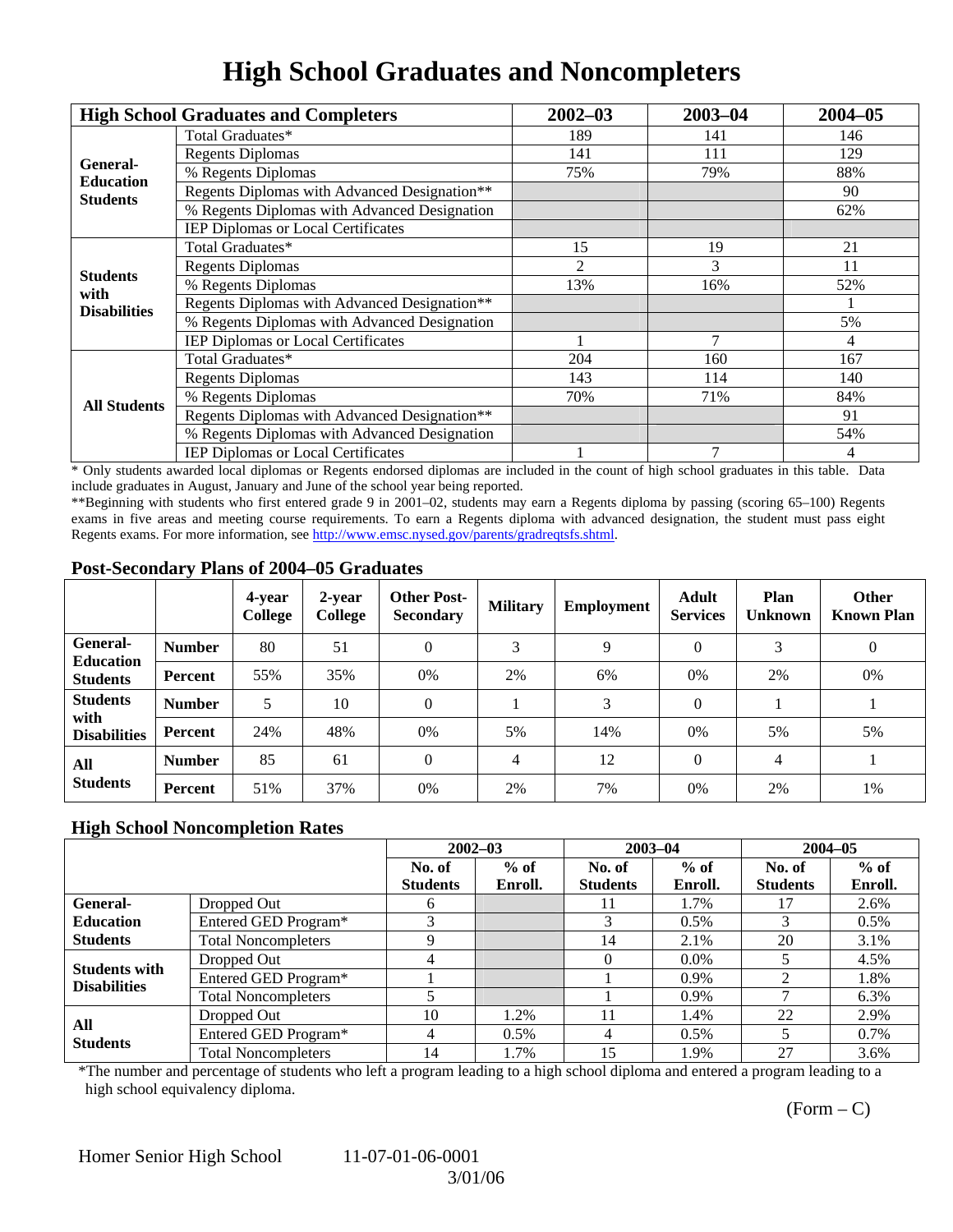# High School Graduates and Noncompleters

| High School Graduates and Completers | | 2002–03 | 2003–04 | 2004–05 |
|---|---|---|---|---|
| General-Education Students | Total Graduates* | 189 | 141 | 146 |
| | Regents Diplomas | 141 | 111 | 129 |
| | % Regents Diplomas | 75% | 79% | 88% |
| | Regents Diplomas with Advanced Designation** | | | 90 |
| | % Regents Diplomas with Advanced Designation | | | 62% |
| | IEP Diplomas or Local Certificates | | | |
| Students with Disabilities | Total Graduates* | 15 | 19 | 21 |
| | Regents Diplomas | 2 | 3 | 11 |
| | % Regents Diplomas | 13% | 16% | 52% |
| | Regents Diplomas with Advanced Designation** | | | 1 |
| | % Regents Diplomas with Advanced Designation | | | 5% |
| | IEP Diplomas or Local Certificates | 1 | 7 | 4 |
| All Students | Total Graduates* | 204 | 160 | 167 |
| | Regents Diplomas | 143 | 114 | 140 |
| | % Regents Diplomas | 70% | 71% | 84% |
| | Regents Diplomas with Advanced Designation** | | | 91 |
| | % Regents Diplomas with Advanced Designation | | | 54% |
| | IEP Diplomas or Local Certificates | 1 | 7 | 4 |

* Only students awarded local diplomas or Regents endorsed diplomas are included in the count of high school graduates in this table. Data include graduates in August, January and June of the school year being reported.

**Beginning with students who first entered grade 9 in 2001–02, students may earn a Regents diploma by passing (scoring 65–100) Regents exams in five areas and meeting course requirements. To earn a Regents diploma with advanced designation, the student must pass eight Regents exams. For more information, see http://www.emsc.nysed.gov/parents/gradreqtsfs.shtml.

## Post-Secondary Plans of 2004–05 Graduates

| | | 4-year College | 2-year College | Other Post-Secondary | Military | Employment | Adult Services | Plan Unknown | Other Known Plan |
|---|---|---|---|---|---|---|---|---|---|
| General-Education Students | Number | 80 | 51 | 0 | 3 | 9 | 0 | 3 | 0 |
| | Percent | 55% | 35% | 0% | 2% | 6% | 0% | 2% | 0% |
| Students with Disabilities | Number | 5 | 10 | 0 | 1 | 3 | 0 | 1 | 1 |
| | Percent | 24% | 48% | 0% | 5% | 14% | 0% | 5% | 5% |
| All Students | Number | 85 | 61 | 0 | 4 | 12 | 0 | 4 | 1 |
| | Percent | 51% | 37% | 0% | 2% | 7% | 0% | 2% | 1% |

## High School Noncompletion Rates

| | | 2002–03 | | 2003–04 | | 2004–05 | |
|---|---|---|---|---|---|---|---|
| | | No. of Students | % of Enroll. | No. of Students | % of Enroll. | No. of Students | % of Enroll. |
| General-Education Students | Dropped Out | 6 | | 11 | 1.7% | 17 | 2.6% |
| | Entered GED Program* | 3 | | 3 | 0.5% | 3 | 0.5% |
| | Total Noncompleters | 9 | | 14 | 2.1% | 20 | 3.1% |
| Students with Disabilities | Dropped Out | 4 | | 0 | 0.0% | 5 | 4.5% |
| | Entered GED Program* | 1 | | 1 | 0.9% | 2 | 1.8% |
| | Total Noncompleters | 5 | | 1 | 0.9% | 7 | 6.3% |
| All Students | Dropped Out | 10 | 1.2% | 11 | 1.4% | 22 | 2.9% |
| | Entered GED Program* | 4 | 0.5% | 4 | 0.5% | 5 | 0.7% |
| | Total Noncompleters | 14 | 1.7% | 15 | 1.9% | 27 | 3.6% |

*The number and percentage of students who left a program leading to a high school diploma and entered a program leading to a high school equivalency diploma.

(Form – C)

Homer Senior High School 11-07-01-06-0001 3/01/06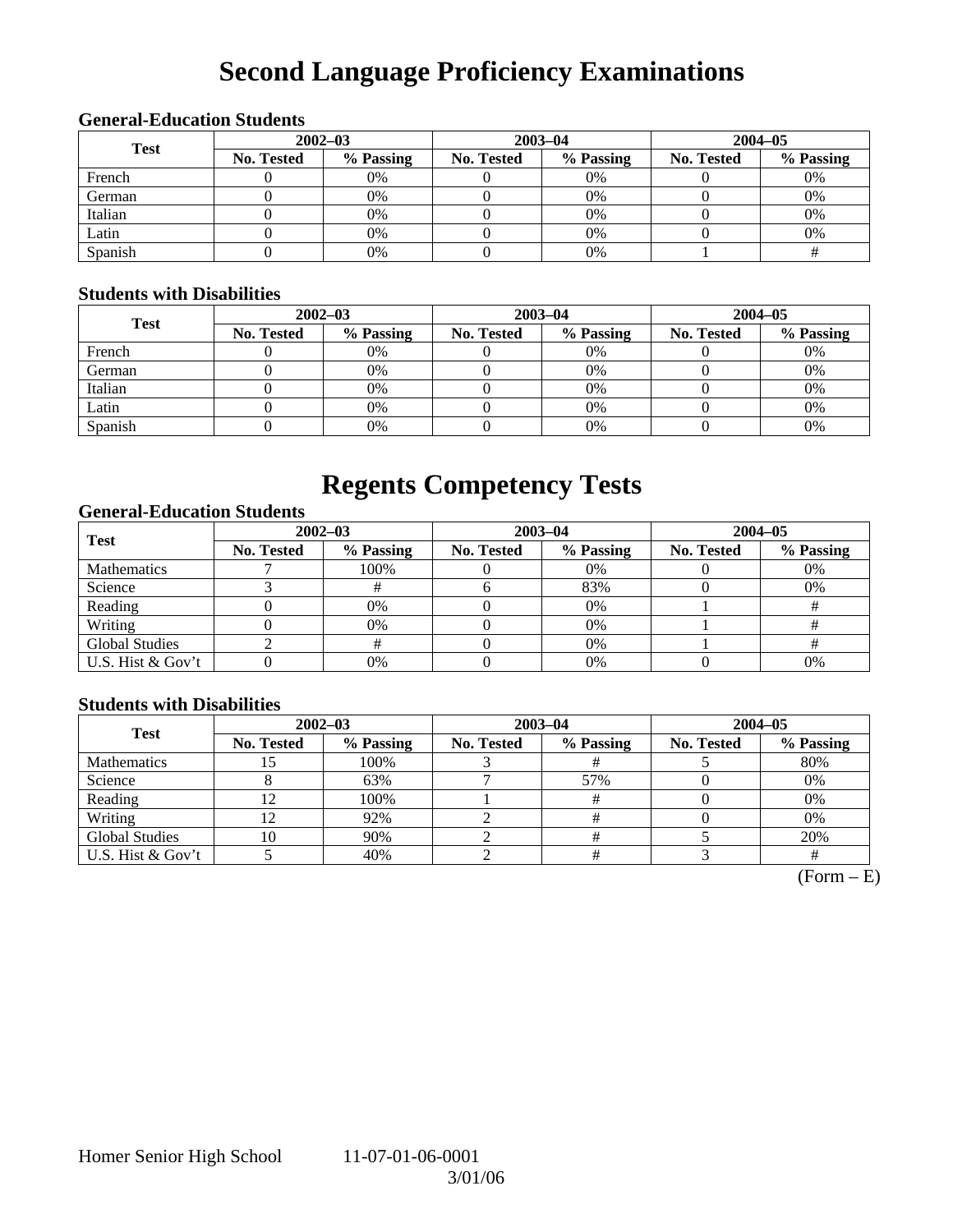# Second Language Proficiency Examinations

### General-Education Students

| Test | 2002–03 | | 2003–04 | | 2004–05 | |
|---|---|---|---|---|---|---|
| | No. Tested | % Passing | No. Tested | % Passing | No. Tested | % Passing |
| French | 0 | 0% | 0 | 0% | 0 | 0% |
| German | 0 | 0% | 0 | 0% | 0 | 0% |
| Italian | 0 | 0% | 0 | 0% | 0 | 0% |
| Latin | 0 | 0% | 0 | 0% | 0 | 0% |
| Spanish | 0 | 0% | 0 | 0% | 1 | # |

### Students with Disabilities

| Test | 2002–03 | | 2003–04 | | 2004–05 | |
|---|---|---|---|---|---|---|
| | No. Tested | % Passing | No. Tested | % Passing | No. Tested | % Passing |
| French | 0 | 0% | 0 | 0% | 0 | 0% |
| German | 0 | 0% | 0 | 0% | 0 | 0% |
| Italian | 0 | 0% | 0 | 0% | 0 | 0% |
| Latin | 0 | 0% | 0 | 0% | 0 | 0% |
| Spanish | 0 | 0% | 0 | 0% | 0 | 0% |

# Regents Competency Tests

### General-Education Students

| Test | 2002–03 | | 2003–04 | | 2004–05 | |
|---|---|---|---|---|---|---|
| | No. Tested | % Passing | No. Tested | % Passing | No. Tested | % Passing |
| Mathematics | 7 | 100% | 0 | 0% | 0 | 0% |
| Science | 3 | # | 6 | 83% | 0 | 0% |
| Reading | 0 | 0% | 0 | 0% | 1 | # |
| Writing | 0 | 0% | 0 | 0% | 1 | # |
| Global Studies | 2 | # | 0 | 0% | 1 | # |
| U.S. Hist & Gov't | 0 | 0% | 0 | 0% | 0 | 0% |

### Students with Disabilities

| Test | 2002–03 | | 2003–04 | | 2004–05 | |
|---|---|---|---|---|---|---|
| | No. Tested | % Passing | No. Tested | % Passing | No. Tested | % Passing |
| Mathematics | 15 | 100% | 3 | # | 5 | 80% |
| Science | 8 | 63% | 7 | 57% | 0 | 0% |
| Reading | 12 | 100% | 1 | # | 0 | 0% |
| Writing | 12 | 92% | 2 | # | 0 | 0% |
| Global Studies | 10 | 90% | 2 | # | 5 | 20% |
| U.S. Hist & Gov't | 5 | 40% | 2 | # | 3 | # |

(Form – E)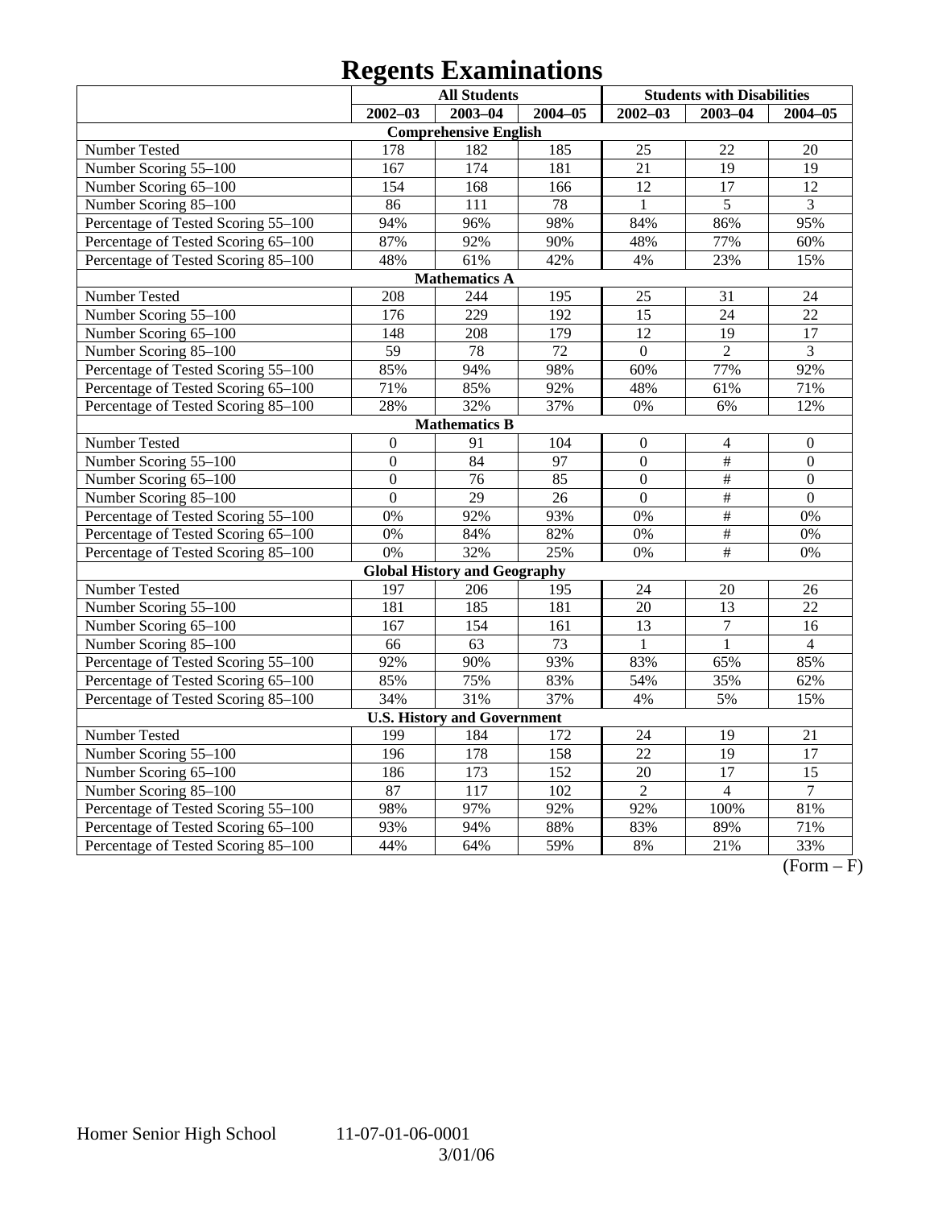# Regents Examinations

| | All Students | | | Students with Disabilities | | |
|---|---|---|---|---|---|---|
| | 2002–03 | 2003–04 | 2004–05 | 2002–03 | 2003–04 | 2004–05 |
| **Comprehensive English** | | | | | | |
| Number Tested | 178 | 182 | 185 | 25 | 22 | 20 |
| Number Scoring 55–100 | 167 | 174 | 181 | 21 | 19 | 19 |
| Number Scoring 65–100 | 154 | 168 | 166 | 12 | 17 | 12 |
| Number Scoring 85–100 | 86 | 111 | 78 | 1 | 5 | 3 |
| Percentage of Tested Scoring 55–100 | 94% | 96% | 98% | 84% | 86% | 95% |
| Percentage of Tested Scoring 65–100 | 87% | 92% | 90% | 48% | 77% | 60% |
| Percentage of Tested Scoring 85–100 | 48% | 61% | 42% | 4% | 23% | 15% |
| **Mathematics A** | | | | | | |
| Number Tested | 208 | 244 | 195 | 25 | 31 | 24 |
| Number Scoring 55–100 | 176 | 229 | 192 | 15 | 24 | 22 |
| Number Scoring 65–100 | 148 | 208 | 179 | 12 | 19 | 17 |
| Number Scoring 85–100 | 59 | 78 | 72 | 0 | 2 | 3 |
| Percentage of Tested Scoring 55–100 | 85% | 94% | 98% | 60% | 77% | 92% |
| Percentage of Tested Scoring 65–100 | 71% | 85% | 92% | 48% | 61% | 71% |
| Percentage of Tested Scoring 85–100 | 28% | 32% | 37% | 0% | 6% | 12% |
| **Mathematics B** | | | | | | |
| Number Tested | 0 | 91 | 104 | 0 | 4 | 0 |
| Number Scoring 55–100 | 0 | 84 | 97 | 0 | # | 0 |
| Number Scoring 65–100 | 0 | 76 | 85 | 0 | # | 0 |
| Number Scoring 85–100 | 0 | 29 | 26 | 0 | # | 0 |
| Percentage of Tested Scoring 55–100 | 0% | 92% | 93% | 0% | # | 0% |
| Percentage of Tested Scoring 65–100 | 0% | 84% | 82% | 0% | # | 0% |
| Percentage of Tested Scoring 85–100 | 0% | 32% | 25% | 0% | # | 0% |
| **Global History and Geography** | | | | | | |
| Number Tested | 197 | 206 | 195 | 24 | 20 | 26 |
| Number Scoring 55–100 | 181 | 185 | 181 | 20 | 13 | 22 |
| Number Scoring 65–100 | 167 | 154 | 161 | 13 | 7 | 16 |
| Number Scoring 85–100 | 66 | 63 | 73 | 1 | 1 | 4 |
| Percentage of Tested Scoring 55–100 | 92% | 90% | 93% | 83% | 65% | 85% |
| Percentage of Tested Scoring 65–100 | 85% | 75% | 83% | 54% | 35% | 62% |
| Percentage of Tested Scoring 85–100 | 34% | 31% | 37% | 4% | 5% | 15% |
| **U.S. History and Government** | | | | | | |
| Number Tested | 199 | 184 | 172 | 24 | 19 | 21 |
| Number Scoring 55–100 | 196 | 178 | 158 | 22 | 19 | 17 |
| Number Scoring 65–100 | 186 | 173 | 152 | 20 | 17 | 15 |
| Number Scoring 85–100 | 87 | 117 | 102 | 2 | 4 | 7 |
| Percentage of Tested Scoring 55–100 | 98% | 97% | 92% | 92% | 100% | 81% |
| Percentage of Tested Scoring 65–100 | 93% | 94% | 88% | 83% | 89% | 71% |
| Percentage of Tested Scoring 85–100 | 44% | 64% | 59% | 8% | 21% | 33% |

(Form – F)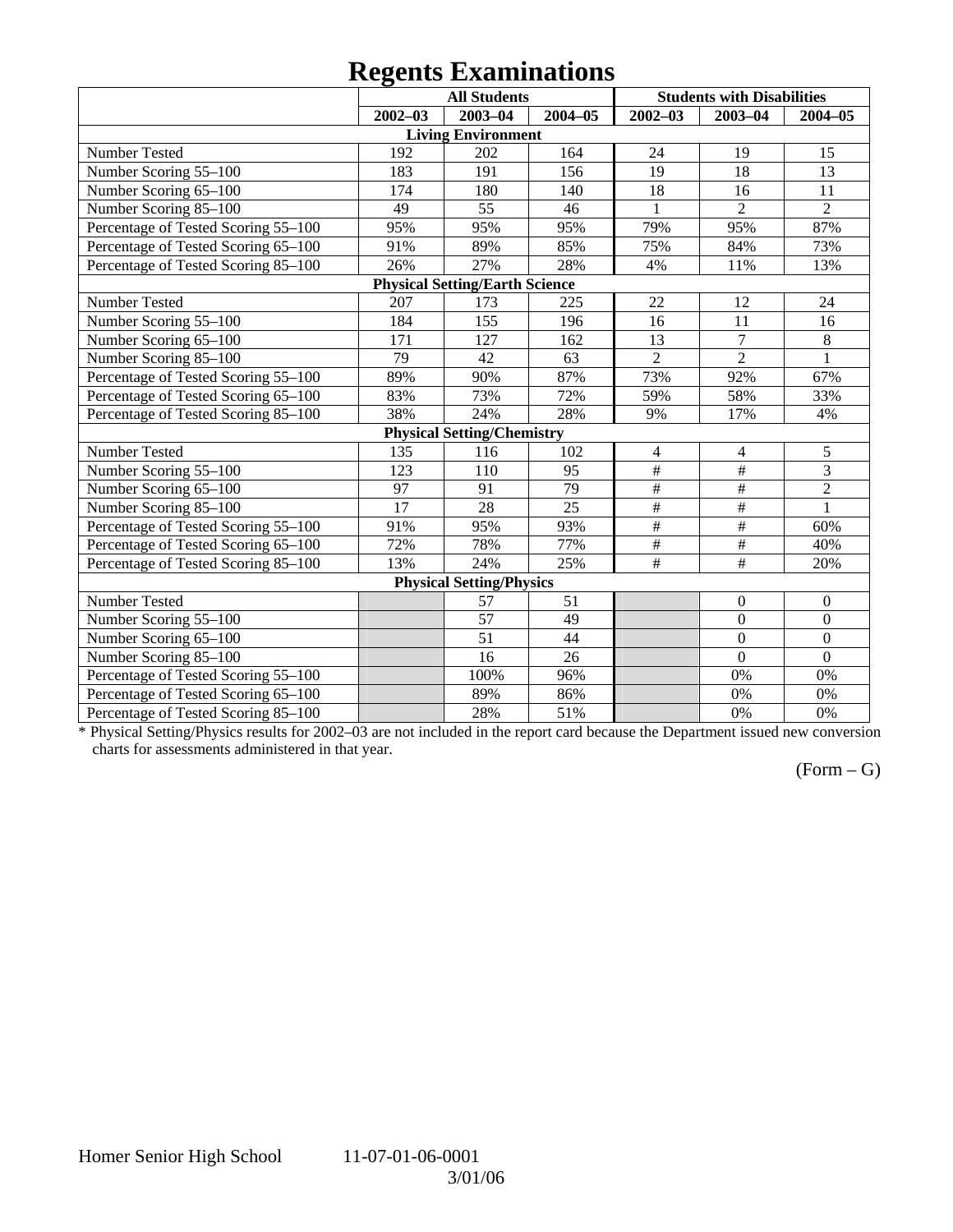# Regents Examinations

| | All Students | | | Students with Disabilities | | |
|---|---|---|---|---|---|---|
| | 2002–03 | 2003–04 | 2004–05 | 2002–03 | 2003–04 | 2004–05 |
| **Living Environment** | | | | | | |
| Number Tested | 192 | 202 | 164 | 24 | 19 | 15 |
| Number Scoring 55–100 | 183 | 191 | 156 | 19 | 18 | 13 |
| Number Scoring 65–100 | 174 | 180 | 140 | 18 | 16 | 11 |
| Number Scoring 85–100 | 49 | 55 | 46 | 1 | 2 | 2 |
| Percentage of Tested Scoring 55–100 | 95% | 95% | 95% | 79% | 95% | 87% |
| Percentage of Tested Scoring 65–100 | 91% | 89% | 85% | 75% | 84% | 73% |
| Percentage of Tested Scoring 85–100 | 26% | 27% | 28% | 4% | 11% | 13% |
| **Physical Setting/Earth Science** | | | | | | |
| Number Tested | 207 | 173 | 225 | 22 | 12 | 24 |
| Number Scoring 55–100 | 184 | 155 | 196 | 16 | 11 | 16 |
| Number Scoring 65–100 | 171 | 127 | 162 | 13 | 7 | 8 |
| Number Scoring 85–100 | 79 | 42 | 63 | 2 | 2 | 1 |
| Percentage of Tested Scoring 55–100 | 89% | 90% | 87% | 73% | 92% | 67% |
| Percentage of Tested Scoring 65–100 | 83% | 73% | 72% | 59% | 58% | 33% |
| Percentage of Tested Scoring 85–100 | 38% | 24% | 28% | 9% | 17% | 4% |
| **Physical Setting/Chemistry** | | | | | | |
| Number Tested | 135 | 116 | 102 | 4 | 4 | 5 |
| Number Scoring 55–100 | 123 | 110 | 95 | # | # | 3 |
| Number Scoring 65–100 | 97 | 91 | 79 | # | # | 2 |
| Number Scoring 85–100 | 17 | 28 | 25 | # | # | 1 |
| Percentage of Tested Scoring 55–100 | 91% | 95% | 93% | # | # | 60% |
| Percentage of Tested Scoring 65–100 | 72% | 78% | 77% | # | # | 40% |
| Percentage of Tested Scoring 85–100 | 13% | 24% | 25% | # | # | 20% |
| **Physical Setting/Physics** | | | | | | |
| Number Tested | | 57 | 51 | | 0 | 0 |
| Number Scoring 55–100 | | 57 | 49 | | 0 | 0 |
| Number Scoring 65–100 | | 51 | 44 | | 0 | 0 |
| Number Scoring 85–100 | | 16 | 26 | | 0 | 0 |
| Percentage of Tested Scoring 55–100 | | 100% | 96% | | 0% | 0% |
| Percentage of Tested Scoring 65–100 | | 89% | 86% | | 0% | 0% |
| Percentage of Tested Scoring 85–100 | | 28% | 51% | | 0% | 0% |

* Physical Setting/Physics results for 2002–03 are not included in the report card because the Department issued new conversion charts for assessments administered in that year.

(Form – G)

Homer Senior High School 11-07-01-06-0001

3/01/06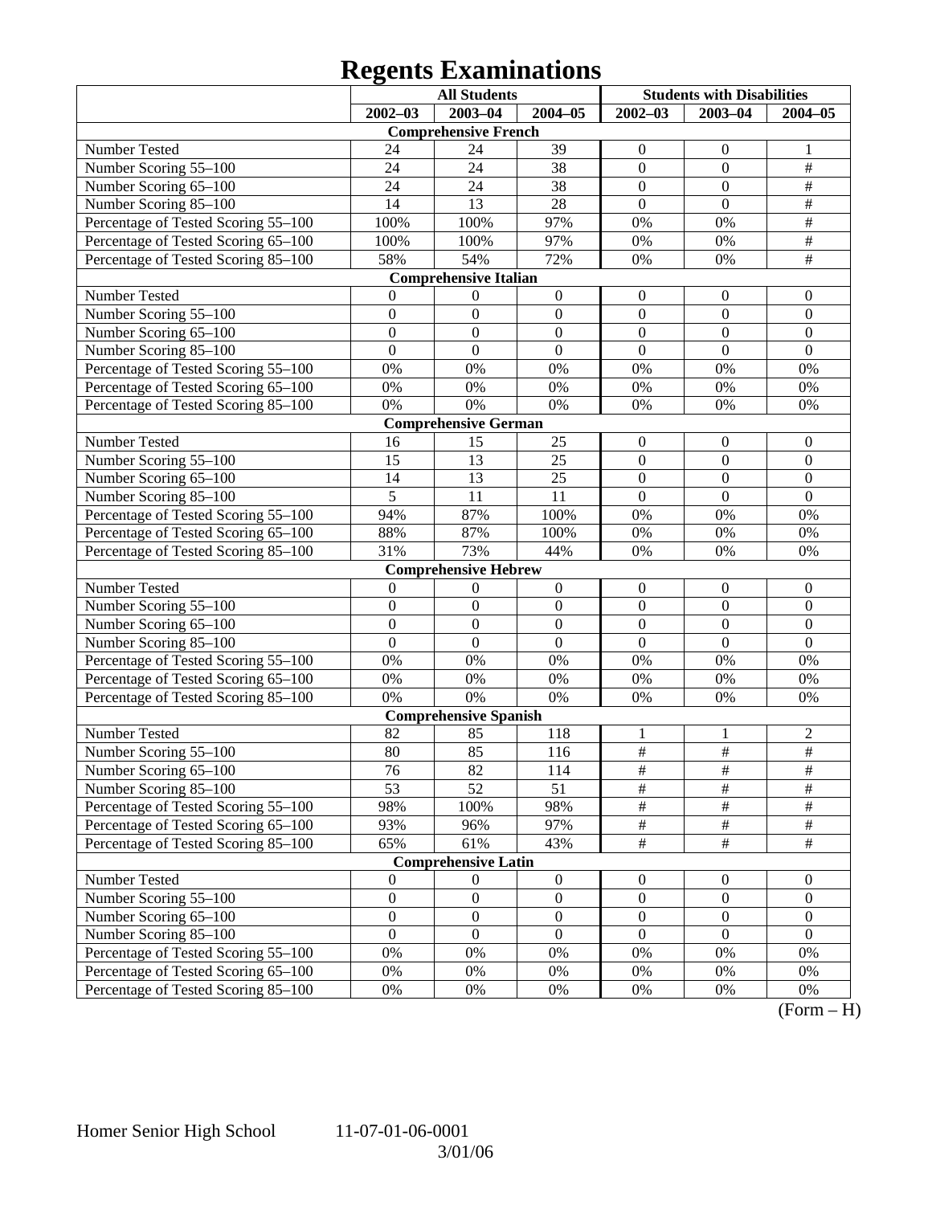# Regents Examinations

| | All Students | | | Students with Disabilities | | |
|---|---|---|---|---|---|---|
| | 2002–03 | 2003–04 | 2004–05 | 2002–03 | 2003–04 | 2004–05 |
| **Comprehensive French** | | | | | | |
| Number Tested | 24 | 24 | 39 | 0 | 0 | 1 |
| Number Scoring 55–100 | 24 | 24 | 38 | 0 | 0 | # |
| Number Scoring 65–100 | 24 | 24 | 38 | 0 | 0 | # |
| Number Scoring 85–100 | 14 | 13 | 28 | 0 | 0 | # |
| Percentage of Tested Scoring 55–100 | 100% | 100% | 97% | 0% | 0% | # |
| Percentage of Tested Scoring 65–100 | 100% | 100% | 97% | 0% | 0% | # |
| Percentage of Tested Scoring 85–100 | 58% | 54% | 72% | 0% | 0% | # |
| **Comprehensive Italian** | | | | | | |
| Number Tested | 0 | 0 | 0 | 0 | 0 | 0 |
| Number Scoring 55–100 | 0 | 0 | 0 | 0 | 0 | 0 |
| Number Scoring 65–100 | 0 | 0 | 0 | 0 | 0 | 0 |
| Number Scoring 85–100 | 0 | 0 | 0 | 0 | 0 | 0 |
| Percentage of Tested Scoring 55–100 | 0% | 0% | 0% | 0% | 0% | 0% |
| Percentage of Tested Scoring 65–100 | 0% | 0% | 0% | 0% | 0% | 0% |
| Percentage of Tested Scoring 85–100 | 0% | 0% | 0% | 0% | 0% | 0% |
| **Comprehensive German** | | | | | | |
| Number Tested | 16 | 15 | 25 | 0 | 0 | 0 |
| Number Scoring 55–100 | 15 | 13 | 25 | 0 | 0 | 0 |
| Number Scoring 65–100 | 14 | 13 | 25 | 0 | 0 | 0 |
| Number Scoring 85–100 | 5 | 11 | 11 | 0 | 0 | 0 |
| Percentage of Tested Scoring 55–100 | 94% | 87% | 100% | 0% | 0% | 0% |
| Percentage of Tested Scoring 65–100 | 88% | 87% | 100% | 0% | 0% | 0% |
| Percentage of Tested Scoring 85–100 | 31% | 73% | 44% | 0% | 0% | 0% |
| **Comprehensive Hebrew** | | | | | | |
| Number Tested | 0 | 0 | 0 | 0 | 0 | 0 |
| Number Scoring 55–100 | 0 | 0 | 0 | 0 | 0 | 0 |
| Number Scoring 65–100 | 0 | 0 | 0 | 0 | 0 | 0 |
| Number Scoring 85–100 | 0 | 0 | 0 | 0 | 0 | 0 |
| Percentage of Tested Scoring 55–100 | 0% | 0% | 0% | 0% | 0% | 0% |
| Percentage of Tested Scoring 65–100 | 0% | 0% | 0% | 0% | 0% | 0% |
| Percentage of Tested Scoring 85–100 | 0% | 0% | 0% | 0% | 0% | 0% |
| **Comprehensive Spanish** | | | | | | |
| Number Tested | 82 | 85 | 118 | 1 | 1 | 2 |
| Number Scoring 55–100 | 80 | 85 | 116 | # | # | # |
| Number Scoring 65–100 | 76 | 82 | 114 | # | # | # |
| Number Scoring 85–100 | 53 | 52 | 51 | # | # | # |
| Percentage of Tested Scoring 55–100 | 98% | 100% | 98% | # | # | # |
| Percentage of Tested Scoring 65–100 | 93% | 96% | 97% | # | # | # |
| Percentage of Tested Scoring 85–100 | 65% | 61% | 43% | # | # | # |
| **Comprehensive Latin** | | | | | | |
| Number Tested | 0 | 0 | 0 | 0 | 0 | 0 |
| Number Scoring 55–100 | 0 | 0 | 0 | 0 | 0 | 0 |
| Number Scoring 65–100 | 0 | 0 | 0 | 0 | 0 | 0 |
| Number Scoring 85–100 | 0 | 0 | 0 | 0 | 0 | 0 |
| Percentage of Tested Scoring 55–100 | 0% | 0% | 0% | 0% | 0% | 0% |
| Percentage of Tested Scoring 65–100 | 0% | 0% | 0% | 0% | 0% | 0% |
| Percentage of Tested Scoring 85–100 | 0% | 0% | 0% | 0% | 0% | 0% |

(Form – H)

Homer Senior High School 11-07-01-06-0001

3/01/06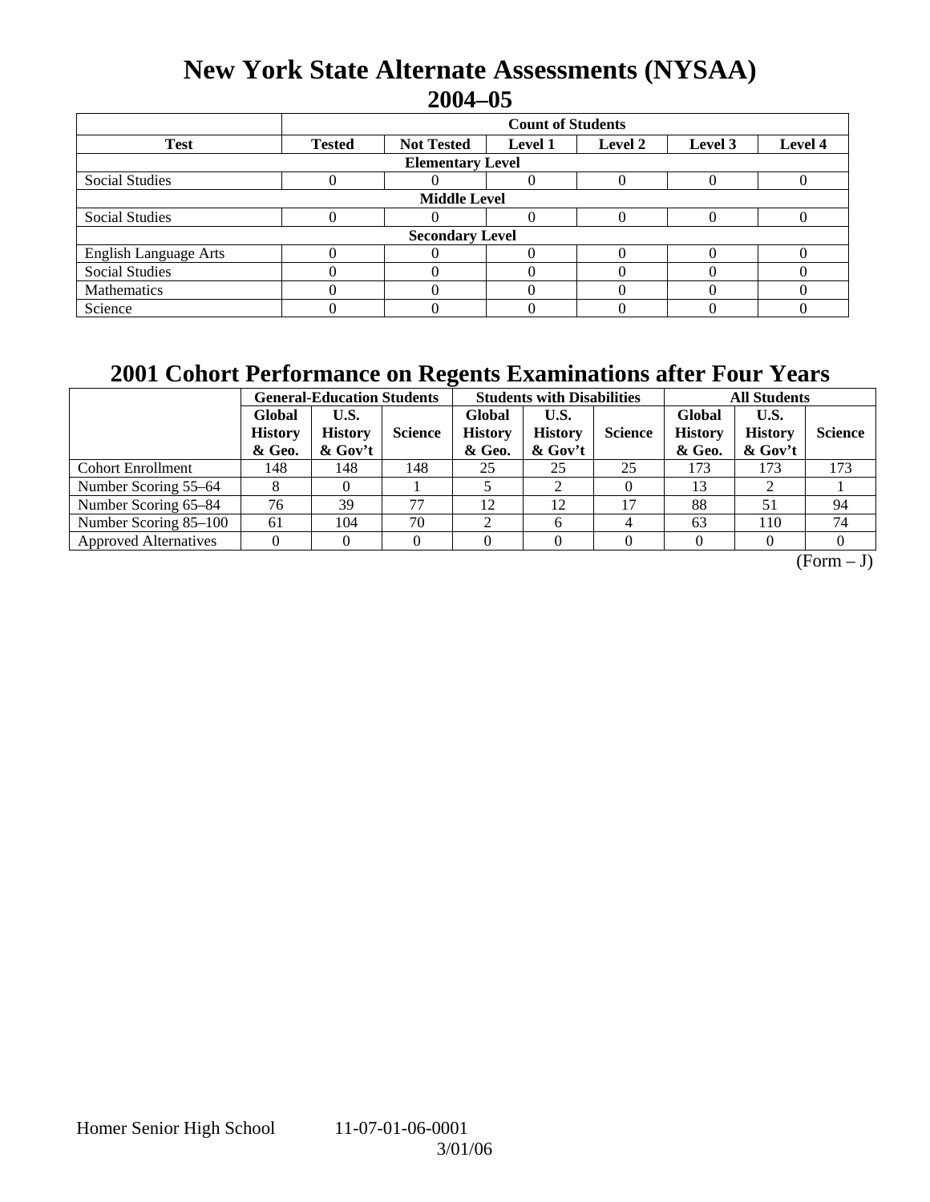# New York State Alternate Assessments (NYSAA) 2004–05

| | Count of Students | | | | | |
|---|---|---|---|---|---|---|
| **Test** | **Tested** | **Not Tested** | **Level 1** | **Level 2** | **Level 3** | **Level 4** |
| **Elementary Level** | | | | | | |
| Social Studies | 0 | 0 | 0 | 0 | 0 | 0 |
| **Middle Level** | | | | | | |
| Social Studies | 0 | 0 | 0 | 0 | 0 | 0 |
| **Secondary Level** | | | | | | |
| English Language Arts | 0 | 0 | 0 | 0 | 0 | 0 |
| Social Studies | 0 | 0 | 0 | 0 | 0 | 0 |
| Mathematics | 0 | 0 | 0 | 0 | 0 | 0 |
| Science | 0 | 0 | 0 | 0 | 0 | 0 |

# 2001 Cohort Performance on Regents Examinations after Four Years

| | General-Education Students | | | Students with Disabilities | | | All Students | | |
|---|---|---|---|---|---|---|---|---|---|
| | **Global History & Geo.** | **U.S. History & Gov't** | **Science** | **Global History & Geo.** | **U.S. History & Gov't** | **Science** | **Global History & Geo.** | **U.S. History & Gov't** | **Science** |
| Cohort Enrollment | 148 | 148 | 148 | 25 | 25 | 25 | 173 | 173 | 173 |
| Number Scoring 55–64 | 8 | 0 | 1 | 5 | 2 | 0 | 13 | 2 | 1 |
| Number Scoring 65–84 | 76 | 39 | 77 | 12 | 12 | 17 | 88 | 51 | 94 |
| Number Scoring 85–100 | 61 | 104 | 70 | 2 | 6 | 4 | 63 | 110 | 74 |
| Approved Alternatives | 0 | 0 | 0 | 0 | 0 | 0 | 0 | 0 | 0 |

(Form – J)

Homer Senior High School 11-07-01-06-0001

3/01/06